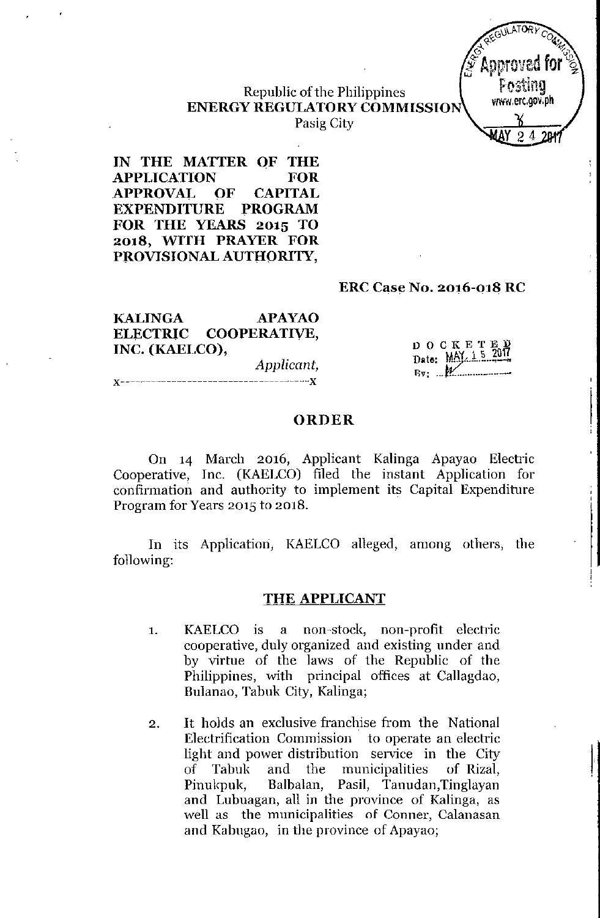Republic of the Philippines
**ENERGY REGULATORY COMMISSION**
Pasig City

**IN THE MATTER OF THE APPLICATION FOR APPROVAL OF CAPITAL EXPENDITURE PROGRAM FOR THE YEARS 2015 TO 2018, WITH PRAYER FOR PROVISIONAL AUTHORITY,**

**ERC Case No. 2016-018 RC**

**KALINGA APAYAO ELECTRIC COOPERATIVE, INC. (KAELCO),**
*Applicant,*
x--------------------------------------x

DOCKETED
Date: MAY 15 2017
By: ...

## ORDER

On 14 March 2016, Applicant Kalinga Apayao Electric Cooperative, Inc. (KAELCO) filed the instant Application for confirmation and authority to implement its Capital Expenditure Program for Years 2015 to 2018.

In its Application, KAELCO alleged, among others, the following:

### THE APPLICANT

1. KAELCO is a non-stock, non-profit electric cooperative, duly organized and existing under and by virtue of the laws of the Republic of the Philippines, with principal offices at Callagdao, Bulanao, Tabuk City, Kalinga;

2. It holds an exclusive franchise from the National Electrification Commission to operate an electric light and power distribution service in the City of Tabuk and the municipalities of Rizal, Pinukpuk, Balbalan, Pasil, Tanudan,Tinglayan and Lubuagan, all in the province of Kalinga, as well as the municipalities of Conner, Calanasan and Kabugao, in the province of Apayao;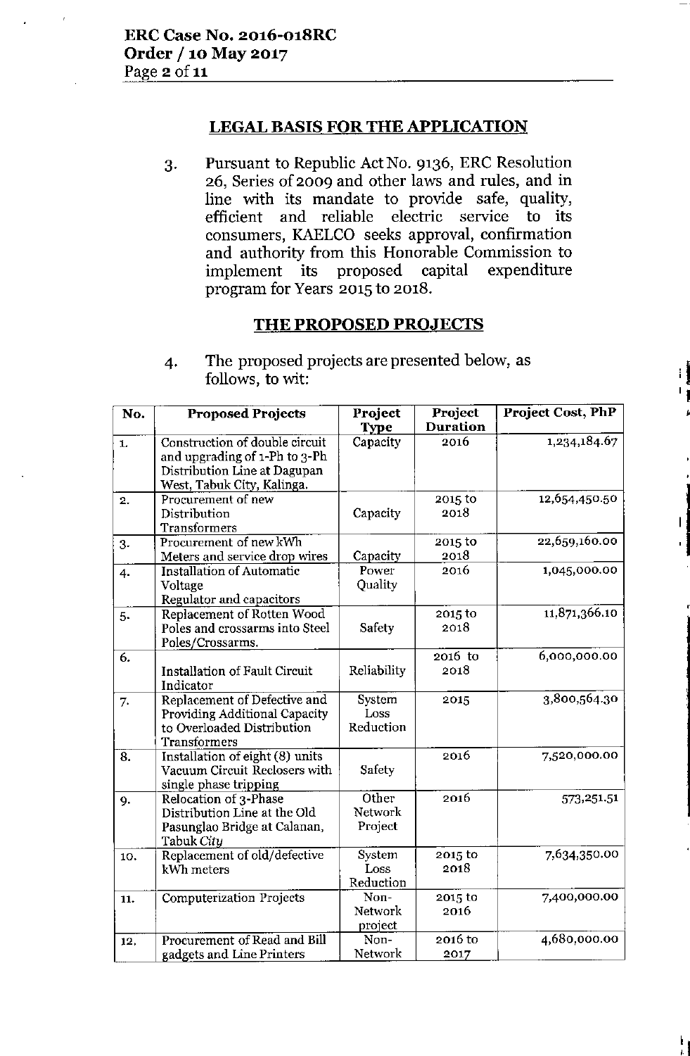## LEGAL BASIS FOR THE APPLICATION

3. Pursuant to Republic Act No. 9136, ERC Resolution 26, Series of 2009 and other laws and rules, and in line with its mandate to provide safe, quality, efficient and reliable electric service to its consumers, KAELCO seeks approval, confirmation and authority from this Honorable Commission to implement its proposed capital expenditure program for Years 2015 to 2018.

## THE PROPOSED PROJECTS

4. The proposed projects are presented below, as follows, to wit:

| No. | Proposed Projects | Project Type | Project Duration | Project Cost, PhP |
|---|---|---|---|---|
| 1. | Construction of double circuit and upgrading of 1-Ph to 3-Ph Distribution Line at Dagupan West, Tabuk City, Kalinga. | Capacity | 2016 | 1,234,184.67 |
| 2. | Procurement of new Distribution Transformers | Capacity | 2015 to 2018 | 12,654,450.50 |
| 3. | Procurement of new kWh Meters and service drop wires | Capacity | 2015 to 2018 | 22,659,160.00 |
| 4. | Installation of Automatic Voltage Regulator and capacitors | Power Quality | 2016 | 1,045,000.00 |
| 5. | Replacement of Rotten Wood Poles and crossarms into Steel Poles/Crossarms. | Safety | 2015 to 2018 | 11,871,366.10 |
| 6. | Installation of Fault Circuit Indicator | Reliability | 2016 to 2018 | 6,000,000.00 |
| 7. | Replacement of Defective and Providing Additional Capacity to Overloaded Distribution Transformers | System Loss Reduction | 2015 | 3,800,564.30 |
| 8. | Installation of eight (8) units Vacuum Circuit Reclosers with single phase tripping | Safety | 2016 | 7,520,000.00 |
| 9. | Relocation of 3-Phase Distribution Line at the Old Pasunglao Bridge at Calanan, Tabuk City | Other Network Project | 2016 | 573,251.51 |
| 10. | Replacement of old/defective kWh meters | System Loss Reduction | 2015 to 2018 | 7,634,350.00 |
| 11. | Computerization Projects | Non-Network project | 2015 to 2016 | 7,400,000.00 |
| 12. | Procurement of Read and Bill gadgets and Line Printers | Non-Network | 2016 to 2017 | 4,680,000.00 |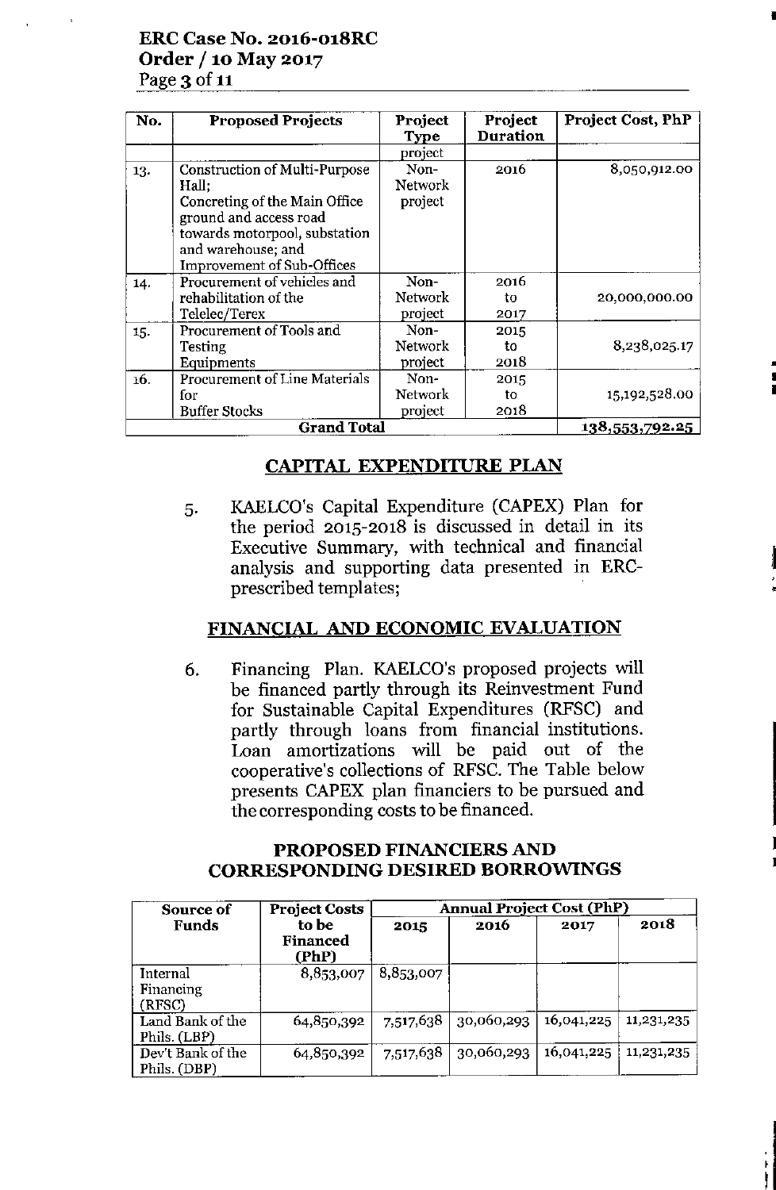| No. | Proposed Projects | Project Type | Project Duration | Project Cost, PhP |
|---|---|---|---|---|
| | | project | | |
| 13. | Construction of Multi-Purpose Hall; Concreting of the Main Office ground and access road towards motorpool, substation and warehouse; and Improvement of Sub-Offices | Non-Network project | 2016 | 8,050,912.00 |
| 14. | Procurement of vehicles and rehabilitation of the Telelec/Terex | Non-Network project | 2016 to 2017 | 20,000,000.00 |
| 15. | Procurement of Tools and Testing Equipments | Non-Network project | 2015 to 2018 | 8,238,025.17 |
| 16. | Procurement of Line Materials for Buffer Stocks | Non-Network project | 2015 to 2018 | 15,192,528.00 |
| Grand Total | | | | 138,553,792.25 |

## CAPITAL EXPENDITURE PLAN

5. KAELCO's Capital Expenditure (CAPEX) Plan for the period 2015-2018 is discussed in detail in its Executive Summary, with technical and financial analysis and supporting data presented in ERC-prescribed templates;

## FINANCIAL AND ECONOMIC EVALUATION

6. Financing Plan. KAELCO's proposed projects will be financed partly through its Reinvestment Fund for Sustainable Capital Expenditures (RFSC) and partly through loans from financial institutions. Loan amortizations will be paid out of the cooperative's collections of RFSC. The Table below presents CAPEX plan financiers to be pursued and the corresponding costs to be financed.

### PROPOSED FINANCIERS AND CORRESPONDING DESIRED BORROWINGS

| Source of Funds | Project Costs to be Financed (PhP) | Annual Project Cost (PhP) | | | |
|---|---|---|---|---|---|
| | | 2015 | 2016 | 2017 | 2018 |
| Internal Financing (RFSC) | 8,853,007 | 8,853,007 | | | |
| Land Bank of the Phils. (LBP) | 64,850,392 | 7,517,638 | 30,060,293 | 16,041,225 | 11,231,235 |
| Dev't Bank of the Phils. (DBP) | 64,850,392 | 7,517,638 | 30,060,293 | 16,041,225 | 11,231,235 |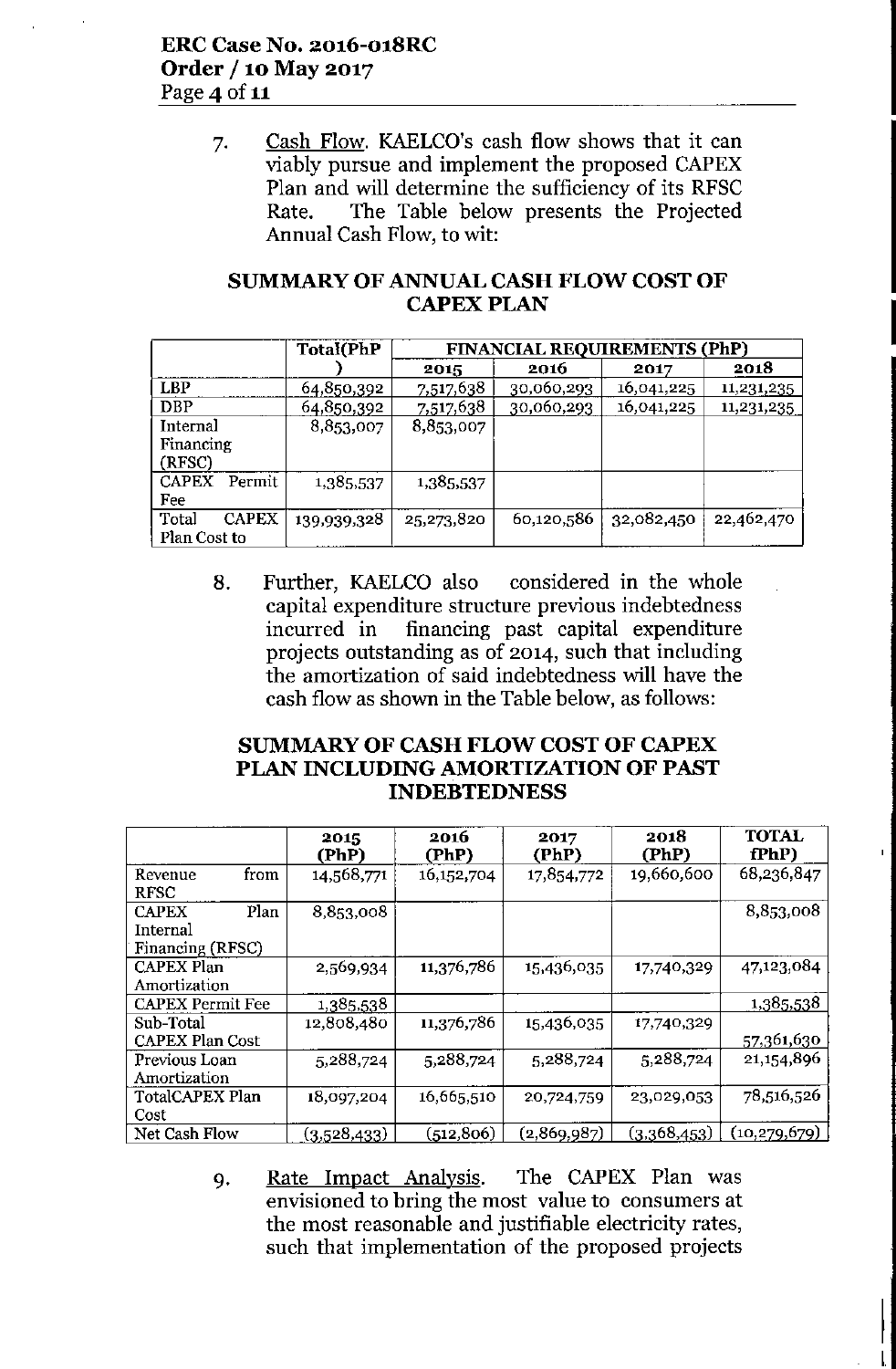7. Cash Flow. KAELCO's cash flow shows that it can viably pursue and implement the proposed CAPEX Plan and will determine the sufficiency of its RFSC Rate. The Table below presents the Projected Annual Cash Flow, to wit:

## SUMMARY OF ANNUAL CASH FLOW COST OF CAPEX PLAN

| | Total(PhP) | FINANCIAL REQUIREMENTS (PhP) | | | |
|---|---|---|---|---|---|
| | | 2015 | 2016 | 2017 | 2018 |
| LBP | 64,850,392 | 7,517,638 | 30,060,293 | 16,041,225 | 11,231,235 |
| DBP | 64,850,392 | 7,517,638 | 30,060,293 | 16,041,225 | 11,231,235 |
| Internal Financing (RFSC) | 8,853,007 | 8,853,007 | | | |
| CAPEX Permit Fee | 1,385,537 | 1,385,537 | | | |
| Total CAPEX Plan Cost to | 139,939,328 | 25,273,820 | 60,120,586 | 32,082,450 | 22,462,470 |

8. Further, KAELCO also considered in the whole capital expenditure structure previous indebtedness incurred in financing past capital expenditure projects outstanding as of 2014, such that including the amortization of said indebtedness will have the cash flow as shown in the Table below, as follows:

## SUMMARY OF CASH FLOW COST OF CAPEX PLAN INCLUDING AMORTIZATION OF PAST INDEBTEDNESS

| | 2015 (PhP) | 2016 (PhP) | 2017 (PhP) | 2018 (PhP) | TOTAL (PhP) |
|---|---|---|---|---|---|
| Revenue from RFSC | 14,568,771 | 16,152,704 | 17,854,772 | 19,660,600 | 68,236,847 |
| CAPEX Plan Internal Financing (RFSC) | 8,853,008 | | | | 8,853,008 |
| CAPEX Plan Amortization | 2,569,934 | 11,376,786 | 15,436,035 | 17,740,329 | 47,123,084 |
| CAPEX Permit Fee | 1,385,538 | | | | 1,385,538 |
| Sub-Total CAPEX Plan Cost | 12,808,480 | 11,376,786 | 15,436,035 | 17,740,329 | 57,361,630 |
| Previous Loan Amortization | 5,288,724 | 5,288,724 | 5,288,724 | 5,288,724 | 21,154,896 |
| TotalCAPEX Plan Cost | 18,097,204 | 16,665,510 | 20,724,759 | 23,029,053 | 78,516,526 |
| Net Cash Flow | (3,528,433) | (512,806) | (2,869,987) | (3,368,453) | (10,279,679) |

9. Rate Impact Analysis. The CAPEX Plan was envisioned to bring the most value to consumers at the most reasonable and justifiable electricity rates, such that implementation of the proposed projects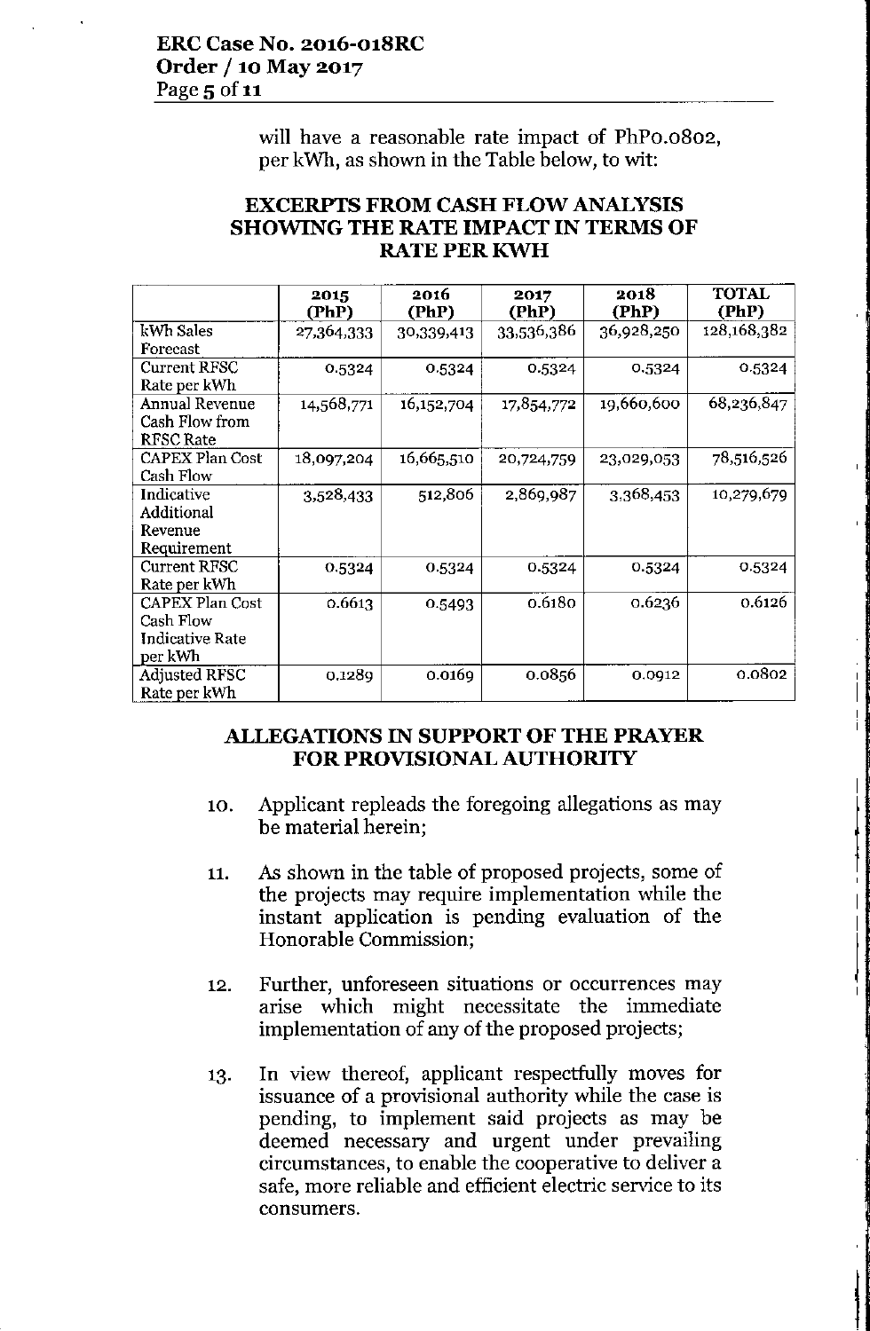will have a reasonable rate impact of PhP0.0802, per kWh, as shown in the Table below, to wit:

## EXCERPTS FROM CASH FLOW ANALYSIS SHOWING THE RATE IMPACT IN TERMS OF RATE PER KWH

| | 2015 (PhP) | 2016 (PhP) | 2017 (PhP) | 2018 (PhP) | TOTAL (PhP) |
|---|---|---|---|---|---|
| kWh Sales Forecast | 27,364,333 | 30,339,413 | 33,536,386 | 36,928,250 | 128,168,382 |
| Current RFSC Rate per kWh | 0.5324 | 0.5324 | 0.5324 | 0.5324 | 0.5324 |
| Annual Revenue Cash Flow from RFSC Rate | 14,568,771 | 16,152,704 | 17,854,772 | 19,660,600 | 68,236,847 |
| CAPEX Plan Cost Cash Flow | 18,097,204 | 16,665,510 | 20,724,759 | 23,029,053 | 78,516,526 |
| Indicative Additional Revenue Requirement | 3,528,433 | 512,806 | 2,869,987 | 3,368,453 | 10,279,679 |
| Current RFSC Rate per kWh | 0.5324 | 0.5324 | 0.5324 | 0.5324 | 0.5324 |
| CAPEX Plan Cost Cash Flow Indicative Rate per kWh | 0.6613 | 0.5493 | 0.6180 | 0.6236 | 0.6126 |
| Adjusted RFSC Rate per kWh | 0.1289 | 0.0169 | 0.0856 | 0.0912 | 0.0802 |

## ALLEGATIONS IN SUPPORT OF THE PRAYER FOR PROVISIONAL AUTHORITY

10. Applicant repleads the foregoing allegations as may be material herein;

11. As shown in the table of proposed projects, some of the projects may require implementation while the instant application is pending evaluation of the Honorable Commission;

12. Further, unforeseen situations or occurrences may arise which might necessitate the immediate implementation of any of the proposed projects;

13. In view thereof, applicant respectfully moves for issuance of a provisional authority while the case is pending, to implement said projects as may be deemed necessary and urgent under prevailing circumstances, to enable the cooperative to deliver a safe, more reliable and efficient electric service to its consumers.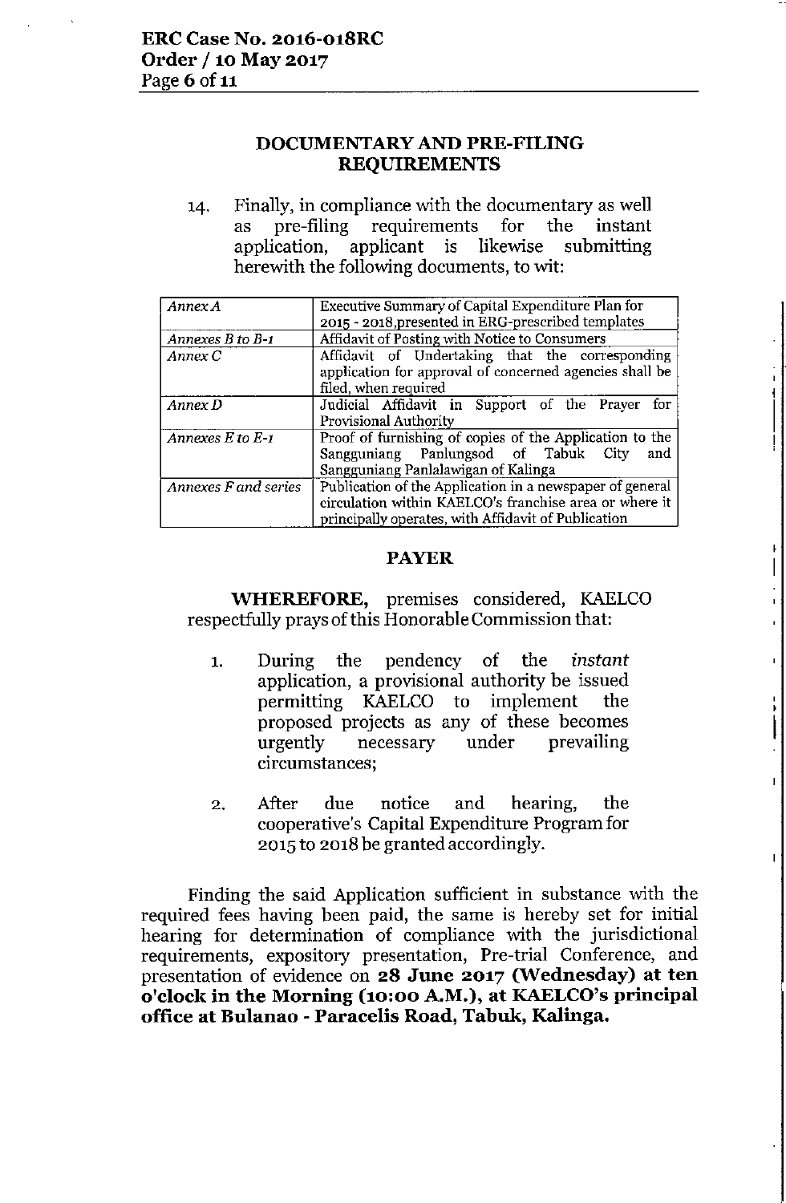## DOCUMENTARY AND PRE-FILING REQUIREMENTS

14. Finally, in compliance with the documentary as well as pre-filing requirements for the instant application, applicant is likewise submitting herewith the following documents, to wit:

| | |
|---|---|
| *Annex A* | Executive Summary of Capital Expenditure Plan for 2015 - 2018,presented in ERC-prescribed templates |
| *Annexes B to B-1* | Affidavit of Posting with Notice to Consumers |
| *Annex C* | Affidavit of Undertaking that the corresponding application for approval of concerned agencies shall be filed, when required |
| *Annex D* | Judicial Affidavit in Support of the Prayer for Provisional Authority |
| *Annexes E to E-1* | Proof of furnishing of copies of the Application to the Sangguniang Panlungsod of Tabuk City and Sangguniang Panlalawigan of Kalinga |
| *Annexes F and series* | Publication of the Application in a newspaper of general circulation within KAELCO's franchise area or where it principally operates, with Affidavit of Publication |

## PAYER

**WHEREFORE,** premises considered, KAELCO respectfully prays of this Honorable Commission that:

1. During the pendency of the *instant* application, a provisional authority be issued permitting KAELCO to implement the proposed projects as any of these becomes urgently necessary under prevailing circumstances;

2. After due notice and hearing, the cooperative's Capital Expenditure Program for 2015 to 2018 be granted accordingly.

Finding the said Application sufficient in substance with the required fees having been paid, the same is hereby set for initial hearing for determination of compliance with the jurisdictional requirements, expository presentation, Pre-trial Conference, and presentation of evidence on **28 June 2017 (Wednesday) at ten o'clock in the Morning (10:00 A.M.), at KAELCO's principal office at Bulanao - Paracelis Road, Tabuk, Kalinga.**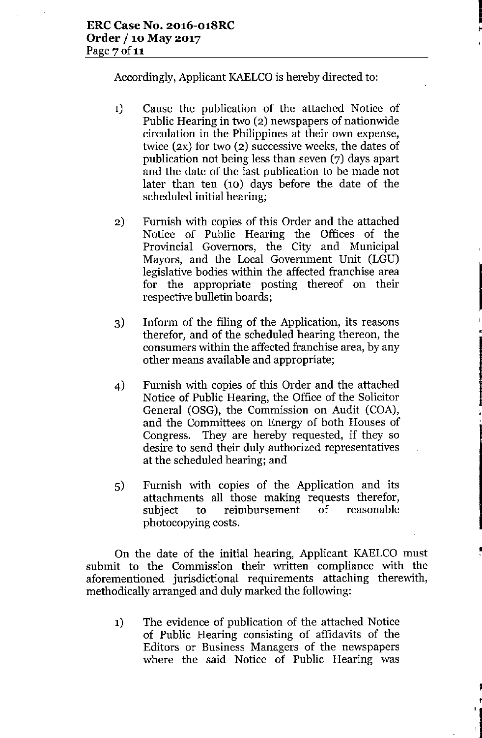Accordingly, Applicant KAELCO is hereby directed to:

1) Cause the publication of the attached Notice of Public Hearing in two (2) newspapers of nationwide circulation in the Philippines at their own expense, twice (2x) for two (2) successive weeks, the dates of publication not being less than seven (7) days apart and the date of the last publication to be made not later than ten (10) days before the date of the scheduled initial hearing;

2) Furnish with copies of this Order and the attached Notice of Public Hearing the Offices of the Provincial Governors, the City and Municipal Mayors, and the Local Government Unit (LGU) legislative bodies within the affected franchise area for the appropriate posting thereof on their respective bulletin boards;

3) Inform of the filing of the Application, its reasons therefor, and of the scheduled hearing thereon, the consumers within the affected franchise area, by any other means available and appropriate;

4) Furnish with copies of this Order and the attached Notice of Public Hearing, the Office of the Solicitor General (OSG), the Commission on Audit (COA), and the Committees on Energy of both Houses of Congress. They are hereby requested, if they so desire to send their duly authorized representatives at the scheduled hearing; and

5) Furnish with copies of the Application and its attachments all those making requests therefor, subject to reimbursement of reasonable photocopying costs.

On the date of the initial hearing, Applicant KAELCO must submit to the Commission their written compliance with the aforementioned jurisdictional requirements attaching therewith, methodically arranged and duly marked the following:

1) The evidence of publication of the attached Notice of Public Hearing consisting of affidavits of the Editors or Business Managers of the newspapers where the said Notice of Public Hearing was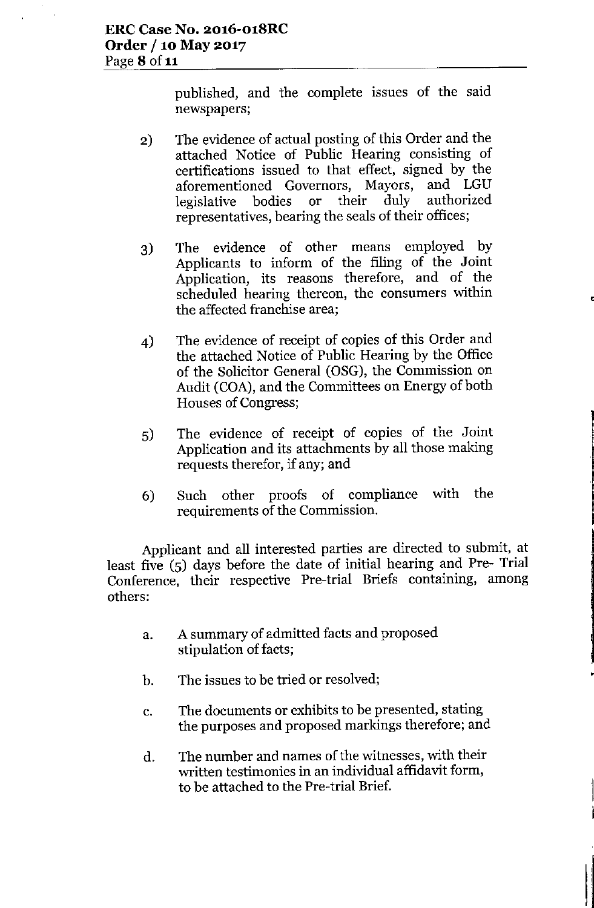published, and the complete issues of the said newspapers;

2) The evidence of actual posting of this Order and the attached Notice of Public Hearing consisting of certifications issued to that effect, signed by the aforementioned Governors, Mayors, and LGU legislative bodies or their duly authorized representatives, bearing the seals of their offices;

3) The evidence of other means employed by Applicants to inform of the filing of the Joint Application, its reasons therefore, and of the scheduled hearing thereon, the consumers within the affected franchise area;

4) The evidence of receipt of copies of this Order and the attached Notice of Public Hearing by the Office of the Solicitor General (OSG), the Commission on Audit (COA), and the Committees on Energy of both Houses of Congress;

5) The evidence of receipt of copies of the Joint Application and its attachments by all those making requests therefor, if any; and

6) Such other proofs of compliance with the requirements of the Commission.

Applicant and all interested parties are directed to submit, at least five (5) days before the date of initial hearing and Pre- Trial Conference, their respective Pre-trial Briefs containing, among others:

a. A summary of admitted facts and proposed stipulation of facts;

b. The issues to be tried or resolved;

c. The documents or exhibits to be presented, stating the purposes and proposed markings therefore; and

d. The number and names of the witnesses, with their written testimonies in an individual affidavit form, to be attached to the Pre-trial Brief.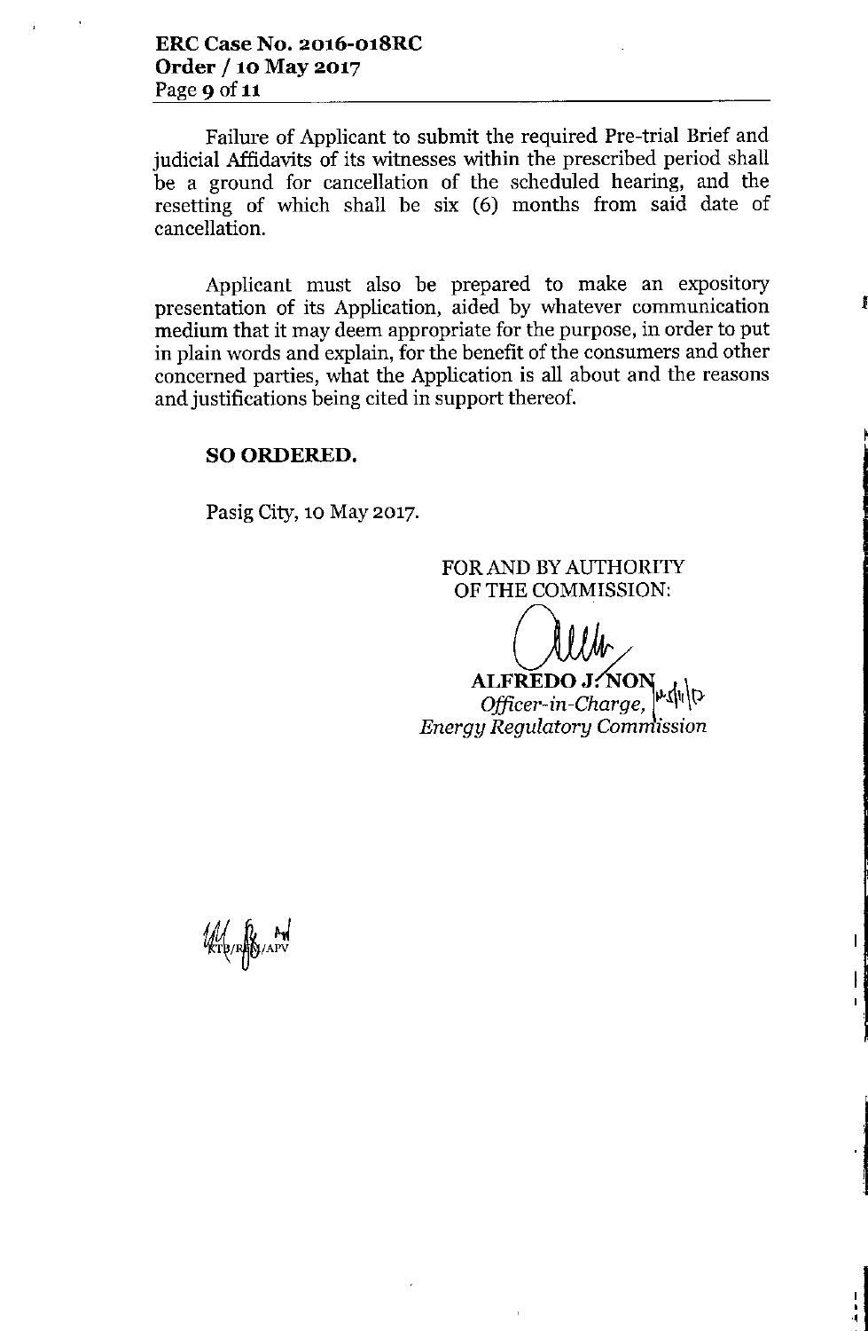Failure of Applicant to submit the required Pre-trial Brief and judicial Affidavits of its witnesses within the prescribed period shall be a ground for cancellation of the scheduled hearing, and the resetting of which shall be six (6) months from said date of cancellation.

Applicant must also be prepared to make an expository presentation of its Application, aided by whatever communication medium that it may deem appropriate for the purpose, in order to put in plain words and explain, for the benefit of the consumers and other concerned parties, what the Application is all about and the reasons and justifications being cited in support thereof.

**SO ORDERED.**

Pasig City, 10 May 2017.

FOR AND BY AUTHORITY
OF THE COMMISSION:

**ALFREDO J. NON**
*Officer-in-Charge,*
*Energy Regulatory Commission*

KTB/RBM/APV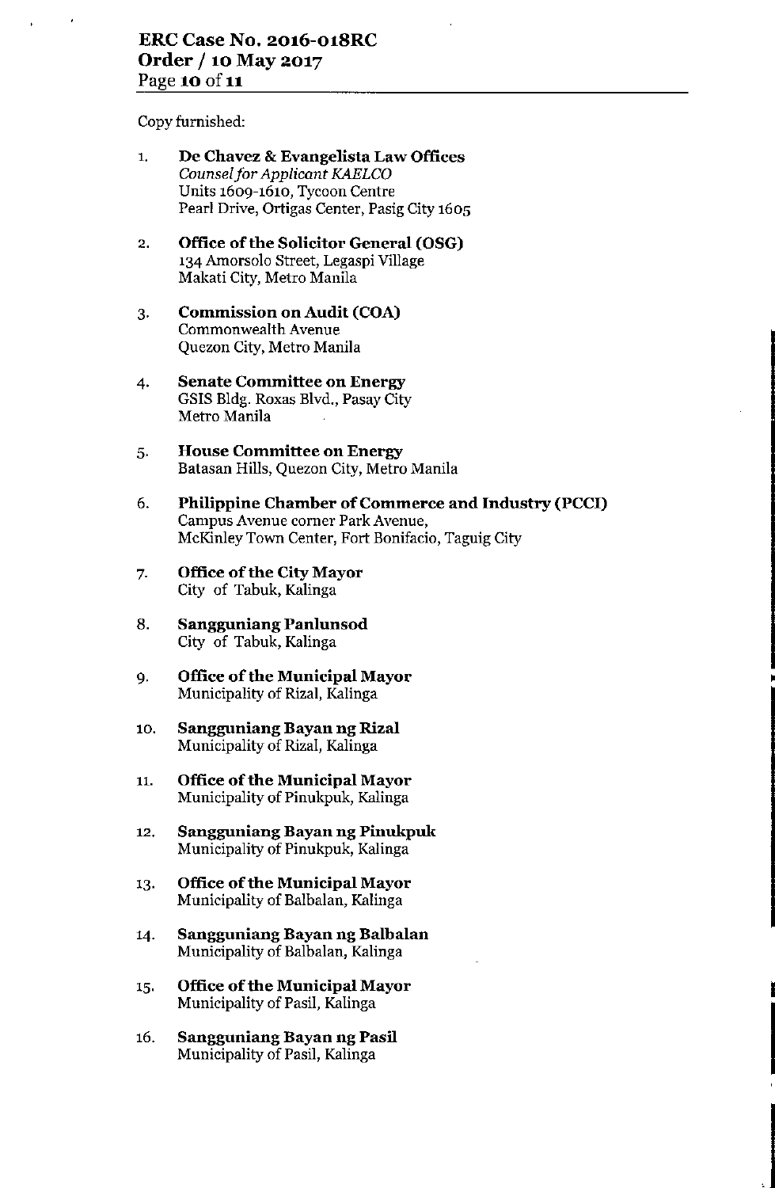Copy furnished:

1. **De Chavez & Evangelista Law Offices**
   *Counsel for Applicant KAELCO*
   Units 1609-1610, Tycoon Centre
   Pearl Drive, Ortigas Center, Pasig City 1605

2. **Office of the Solicitor General (OSG)**
   134 Amorsolo Street, Legaspi Village
   Makati City, Metro Manila

3. **Commission on Audit (COA)**
   Commonwealth Avenue
   Quezon City, Metro Manila

4. **Senate Committee on Energy**
   GSIS Bldg. Roxas Blvd., Pasay City
   Metro Manila

5. **House Committee on Energy**
   Batasan Hills, Quezon City, Metro Manila

6. **Philippine Chamber of Commerce and Industry (PCCI)**
   Campus Avenue corner Park Avenue,
   McKinley Town Center, Fort Bonifacio, Taguig City

7. **Office of the City Mayor**
   City of Tabuk, Kalinga

8. **Sangguniang Panlunsod**
   City of Tabuk, Kalinga

9. **Office of the Municipal Mayor**
   Municipality of Rizal, Kalinga

10. **Sangguniang Bayan ng Rizal**
    Municipality of Rizal, Kalinga

11. **Office of the Municipal Mayor**
    Municipality of Pinukpuk, Kalinga

12. **Sangguniang Bayan ng Pinukpuk**
    Municipality of Pinukpuk, Kalinga

13. **Office of the Municipal Mayor**
    Municipality of Balbalan, Kalinga

14. **Sangguniang Bayan ng Balbalan**
    Municipality of Balbalan, Kalinga

15. **Office of the Municipal Mayor**
    Municipality of Pasil, Kalinga

16. **Sangguniang Bayan ng Pasil**
    Municipality of Pasil, Kalinga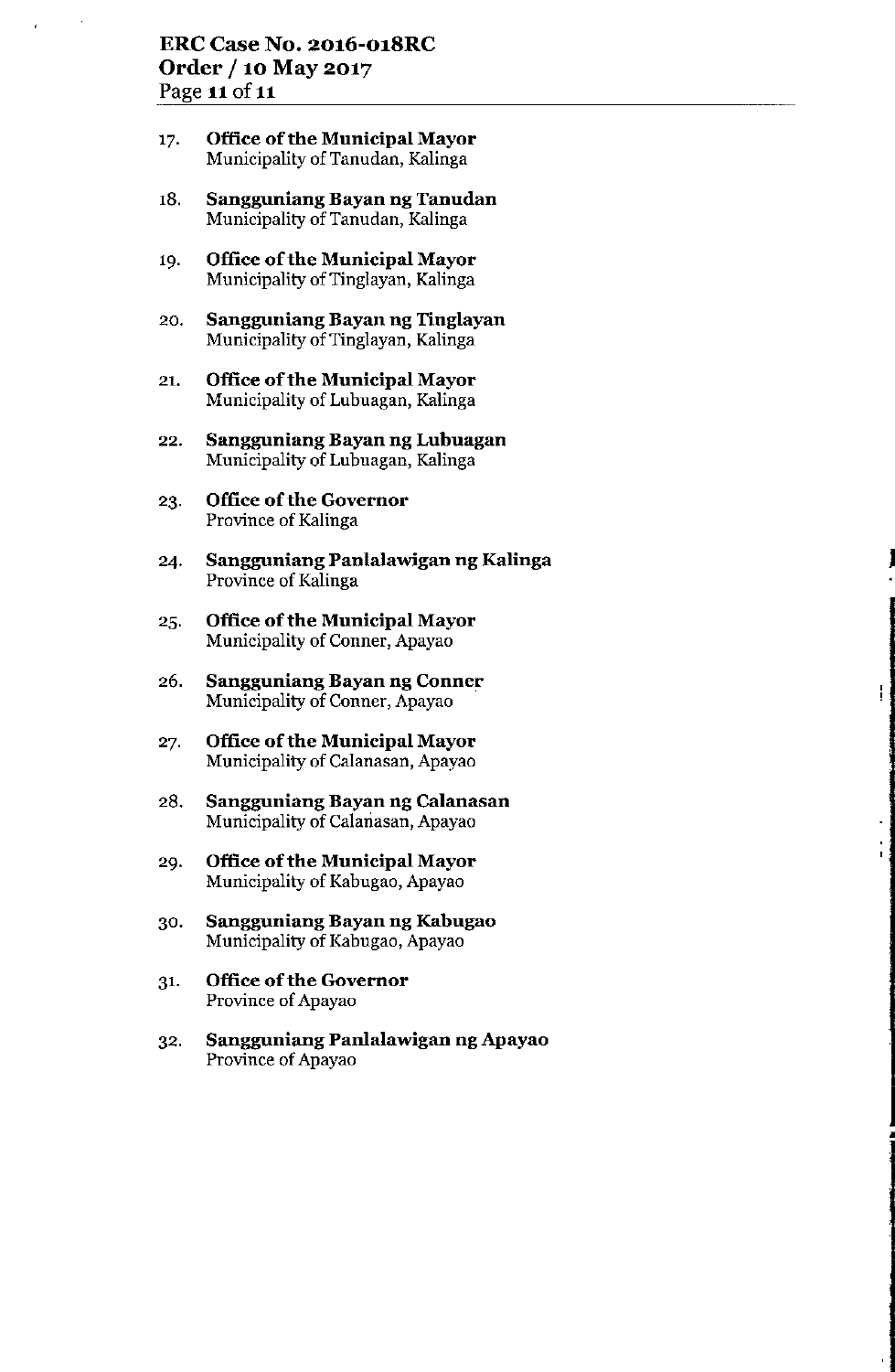17. **Office of the Municipal Mayor**
    Municipality of Tanudan, Kalinga

18. **Sangguniang Bayan ng Tanudan**
    Municipality of Tanudan, Kalinga

19. **Office of the Municipal Mayor**
    Municipality of Tinglayan, Kalinga

20. **Sangguniang Bayan ng Tinglayan**
    Municipality of Tinglayan, Kalinga

21. **Office of the Municipal Mayor**
    Municipality of Lubuagan, Kalinga

22. **Sangguniang Bayan ng Lubuagan**
    Municipality of Lubuagan, Kalinga

23. **Office of the Governor**
    Province of Kalinga

24. **Sangguniang Panlalawigan ng Kalinga**
    Province of Kalinga

25. **Office of the Municipal Mayor**
    Municipality of Conner, Apayao

26. **Sangguniang Bayan ng Conner**
    Municipality of Conner, Apayao

27. **Office of the Municipal Mayor**
    Municipality of Calanasan, Apayao

28. **Sangguniang Bayan ng Calanasan**
    Municipality of Calanasan, Apayao

29. **Office of the Municipal Mayor**
    Municipality of Kabugao, Apayao

30. **Sangguniang Bayan ng Kabugao**
    Municipality of Kabugao, Apayao

31. **Office of the Governor**
    Province of Apayao

32. **Sangguniang Panlalawigan ng Apayao**
    Province of Apayao